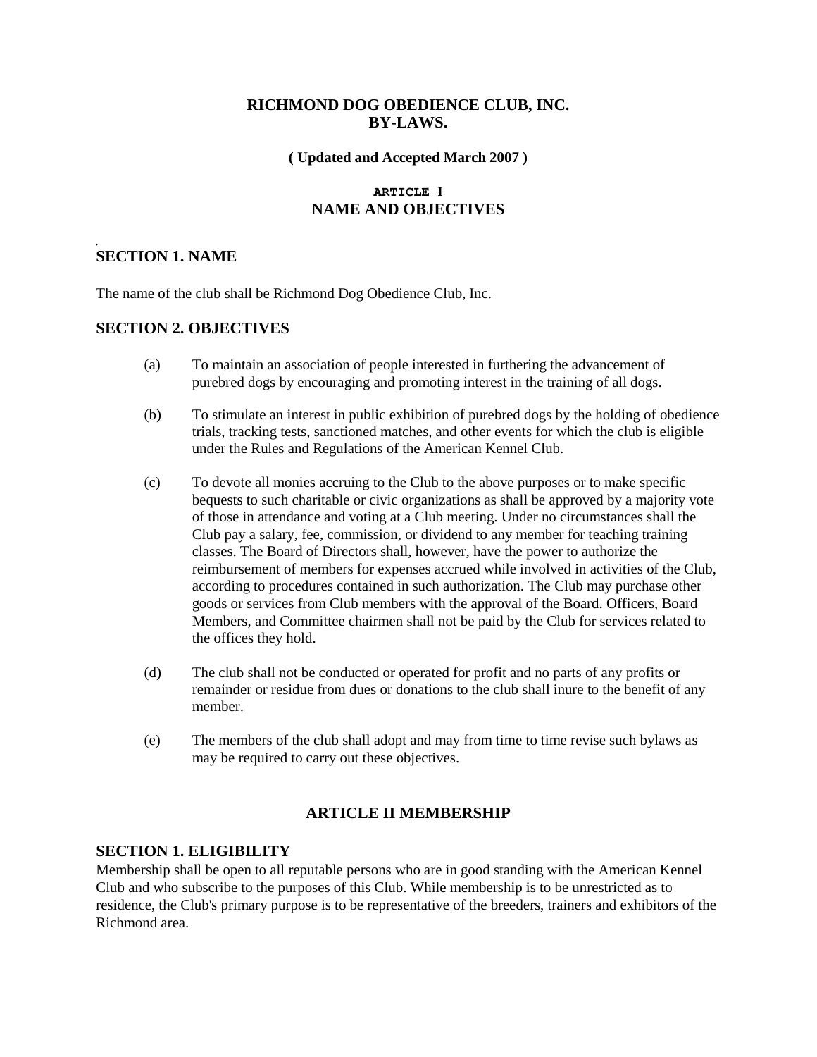# RICHMOND DOG OBEDIENCE CLUB, INC.
# BY-LAWS.

**( Updated and Accepted March 2007 )**

## ARTICLE I
## NAME AND OBJECTIVES

### SECTION 1. NAME

The name of the club shall be Richmond Dog Obedience Club, Inc.

### SECTION 2. OBJECTIVES

(a) To maintain an association of people interested in furthering the advancement of purebred dogs by encouraging and promoting interest in the training of all dogs.

(b) To stimulate an interest in public exhibition of purebred dogs by the holding of obedience trials, tracking tests, sanctioned matches, and other events for which the club is eligible under the Rules and Regulations of the American Kennel Club.

(c) To devote all monies accruing to the Club to the above purposes or to make specific bequests to such charitable or civic organizations as shall be approved by a majority vote of those in attendance and voting at a Club meeting. Under no circumstances shall the Club pay a salary, fee, commission, or dividend to any member for teaching training classes. The Board of Directors shall, however, have the power to authorize the reimbursement of members for expenses accrued while involved in activities of the Club, according to procedures contained in such authorization. The Club may purchase other goods or services from Club members with the approval of the Board. Officers, Board Members, and Committee chairmen shall not be paid by the Club for services related to the offices they hold.

(d) The club shall not be conducted or operated for profit and no parts of any profits or remainder or residue from dues or donations to the club shall inure to the benefit of any member.

(e) The members of the club shall adopt and may from time to time revise such bylaws as may be required to carry out these objectives.

## ARTICLE II MEMBERSHIP

### SECTION 1. ELIGIBILITY

Membership shall be open to all reputable persons who are in good standing with the American Kennel Club and who subscribe to the purposes of this Club. While membership is to be unrestricted as to residence, the Club's primary purpose is to be representative of the breeders, trainers and exhibitors of the Richmond area.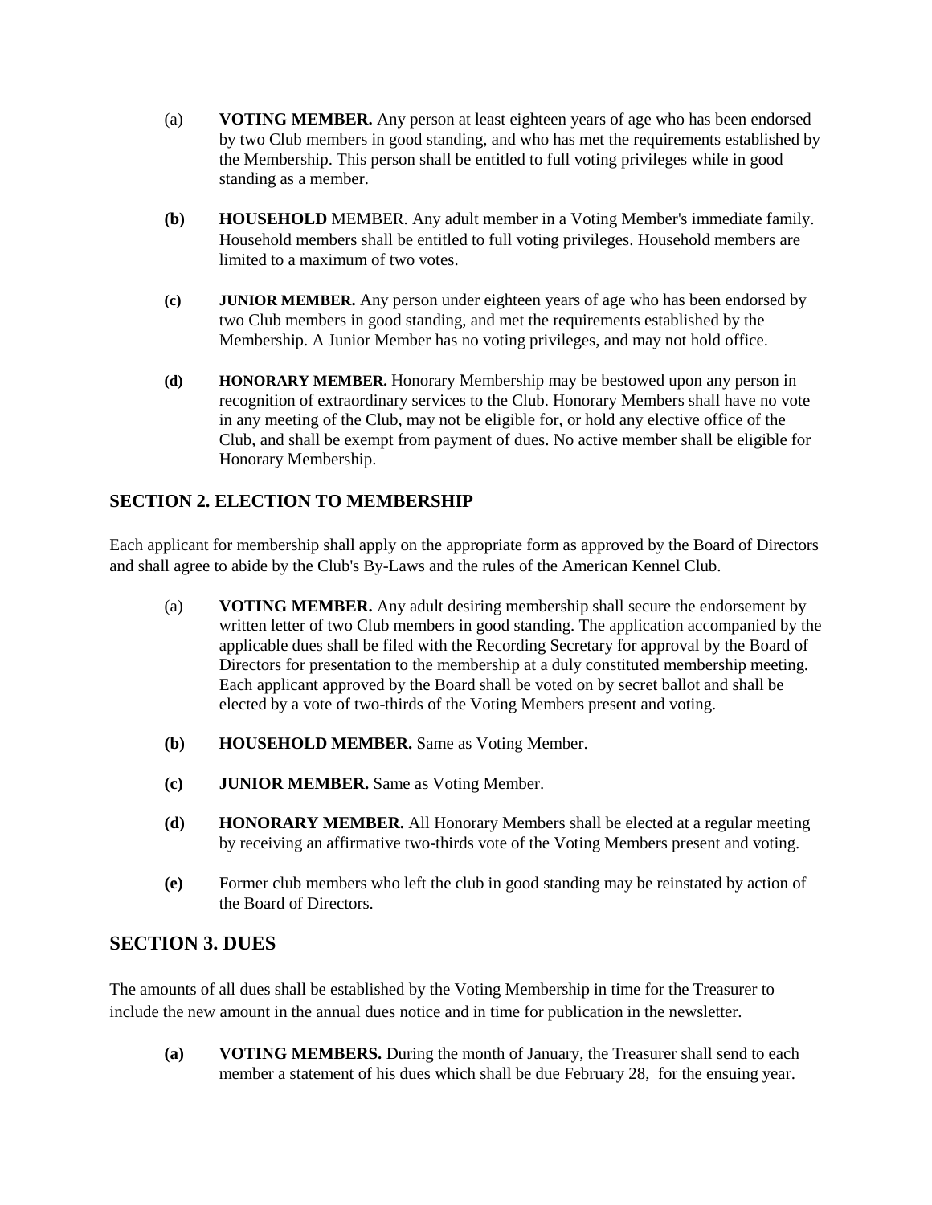- (a) **VOTING MEMBER.** Any person at least eighteen years of age who has been endorsed by two Club members in good standing, and who has met the requirements established by the Membership. This person shall be entitled to full voting privileges while in good standing as a member.

- **(b) HOUSEHOLD** MEMBER. Any adult member in a Voting Member's immediate family. Household members shall be entitled to full voting privileges. Household members are limited to a maximum of two votes.

- **(c) JUNIOR MEMBER.** Any person under eighteen years of age who has been endorsed by two Club members in good standing, and met the requirements established by the Membership. A Junior Member has no voting privileges, and may not hold office.

- **(d) HONORARY MEMBER.** Honorary Membership may be bestowed upon any person in recognition of extraordinary services to the Club. Honorary Members shall have no vote in any meeting of the Club, may not be eligible for, or hold any elective office of the Club, and shall be exempt from payment of dues. No active member shall be eligible for Honorary Membership.

## SECTION 2. ELECTION TO MEMBERSHIP

Each applicant for membership shall apply on the appropriate form as approved by the Board of Directors and shall agree to abide by the Club's By-Laws and the rules of the American Kennel Club.

- (a) **VOTING MEMBER.** Any adult desiring membership shall secure the endorsement by written letter of two Club members in good standing. The application accompanied by the applicable dues shall be filed with the Recording Secretary for approval by the Board of Directors for presentation to the membership at a duly constituted membership meeting. Each applicant approved by the Board shall be voted on by secret ballot and shall be elected by a vote of two-thirds of the Voting Members present and voting.

- **(b) HOUSEHOLD MEMBER.** Same as Voting Member.

- **(c) JUNIOR MEMBER.** Same as Voting Member.

- **(d) HONORARY MEMBER.** All Honorary Members shall be elected at a regular meeting by receiving an affirmative two-thirds vote of the Voting Members present and voting.

- **(e)** Former club members who left the club in good standing may be reinstated by action of the Board of Directors.

## SECTION 3. DUES

The amounts of all dues shall be established by the Voting Membership in time for the Treasurer to include the new amount in the annual dues notice and in time for publication in the newsletter.

- **(a) VOTING MEMBERS.** During the month of January, the Treasurer shall send to each member a statement of his dues which shall be due February 28, for the ensuing year.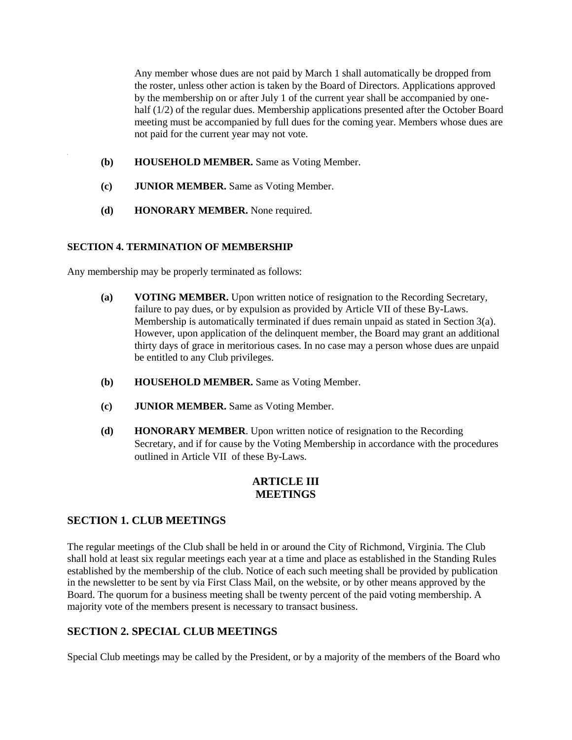Any member whose dues are not paid by March 1 shall automatically be dropped from the roster, unless other action is taken by the Board of Directors. Applications approved by the membership on or after July 1 of the current year shall be accompanied by one-half (1/2) of the regular dues. Membership applications presented after the October Board meeting must be accompanied by full dues for the coming year. Members whose dues are not paid for the current year may not vote.

**(b) HOUSEHOLD MEMBER.** Same as Voting Member.

**(c) JUNIOR MEMBER.** Same as Voting Member.

**(d) HONORARY MEMBER.** None required.

**SECTION 4. TERMINATION OF MEMBERSHIP**

Any membership may be properly terminated as follows:

**(a) VOTING MEMBER.** Upon written notice of resignation to the Recording Secretary, failure to pay dues, or by expulsion as provided by Article VII of these By-Laws. Membership is automatically terminated if dues remain unpaid as stated in Section 3(a). However, upon application of the delinquent member, the Board may grant an additional thirty days of grace in meritorious cases. In no case may a person whose dues are unpaid be entitled to any Club privileges.

**(b) HOUSEHOLD MEMBER.** Same as Voting Member.

**(c) JUNIOR MEMBER.** Same as Voting Member.

**(d) HONORARY MEMBER**. Upon written notice of resignation to the Recording Secretary, and if for cause by the Voting Membership in accordance with the procedures outlined in Article VII of these By-Laws.

## ARTICLE III
## MEETINGS

### SECTION 1. CLUB MEETINGS

The regular meetings of the Club shall be held in or around the City of Richmond, Virginia. The Club shall hold at least six regular meetings each year at a time and place as established in the Standing Rules established by the membership of the club. Notice of each such meeting shall be provided by publication in the newsletter to be sent by via First Class Mail, on the website, or by other means approved by the Board. The quorum for a business meeting shall be twenty percent of the paid voting membership. A majority vote of the members present is necessary to transact business.

### SECTION 2. SPECIAL CLUB MEETINGS

Special Club meetings may be called by the President, or by a majority of the members of the Board who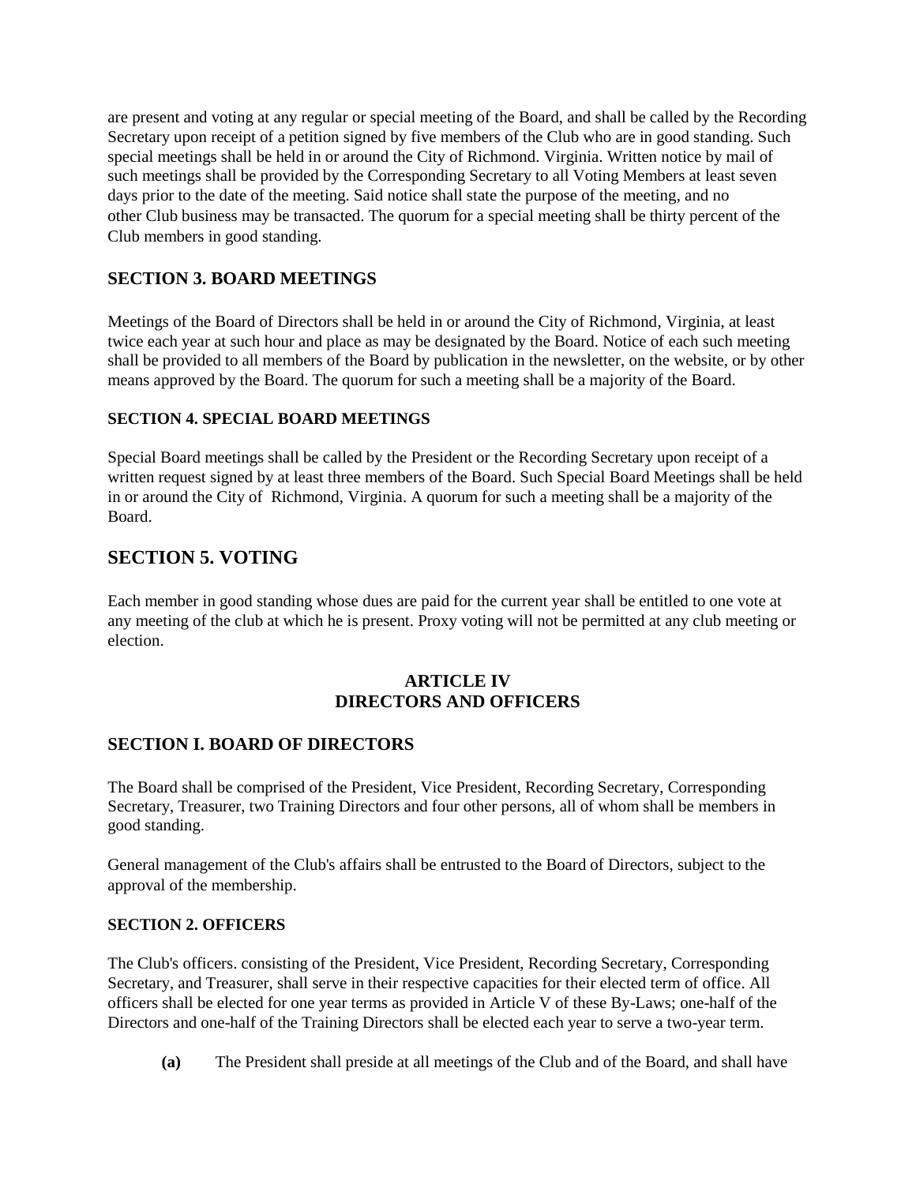are present and voting at any regular or special meeting of the Board, and shall be called by the Recording Secretary upon receipt of a petition signed by five members of the Club who are in good standing. Such special meetings shall be held in or around the City of Richmond. Virginia. Written notice by mail of such meetings shall be provided by the Corresponding Secretary to all Voting Members at least seven days prior to the date of the meeting. Said notice shall state the purpose of the meeting, and no other Club business may be transacted. The quorum for a special meeting shall be thirty percent of the Club members in good standing.

## SECTION 3. BOARD MEETINGS

Meetings of the Board of Directors shall be held in or around the City of Richmond, Virginia, at least twice each year at such hour and place as may be designated by the Board. Notice of each such meeting shall be provided to all members of the Board by publication in the newsletter, on the website, or by other means approved by the Board. The quorum for such a meeting shall be a majority of the Board.

### SECTION 4. SPECIAL BOARD MEETINGS

Special Board meetings shall be called by the President or the Recording Secretary upon receipt of a written request signed by at least three members of the Board. Such Special Board Meetings shall be held in or around the City of Richmond, Virginia. A quorum for such a meeting shall be a majority of the Board.

## SECTION 5. VOTING

Each member in good standing whose dues are paid for the current year shall be entitled to one vote at any meeting of the club at which he is present. Proxy voting will not be permitted at any club meeting or election.

## ARTICLE IV
## DIRECTORS AND OFFICERS

## SECTION I. BOARD OF DIRECTORS

The Board shall be comprised of the President, Vice President, Recording Secretary, Corresponding Secretary, Treasurer, two Training Directors and four other persons, all of whom shall be members in good standing.

General management of the Club's affairs shall be entrusted to the Board of Directors, subject to the approval of the membership.

### SECTION 2. OFFICERS

The Club's officers. consisting of the President, Vice President, Recording Secretary, Corresponding Secretary, and Treasurer, shall serve in their respective capacities for their elected term of office. All officers shall be elected for one year terms as provided in Article V of these By-Laws; one-half of the Directors and one-half of the Training Directors shall be elected each year to serve a two-year term.

**(a)** The President shall preside at all meetings of the Club and of the Board, and shall have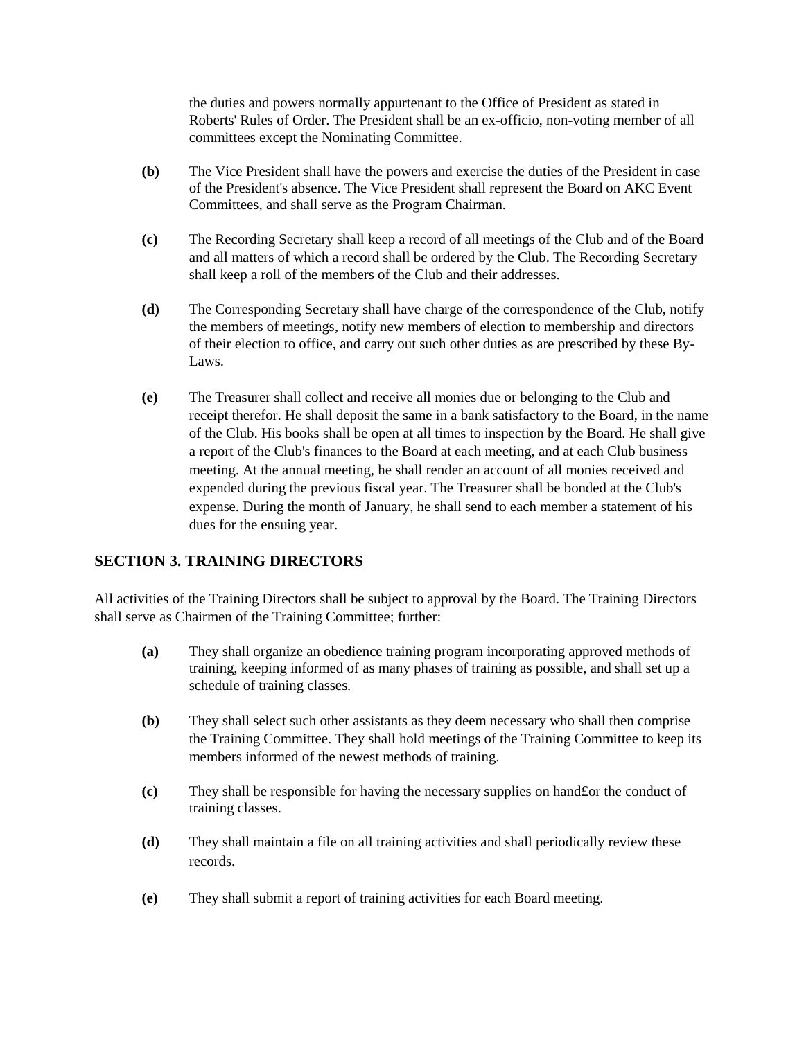the duties and powers normally appurtenant to the Office of President as stated in Roberts' Rules of Order. The President shall be an ex-officio, non-voting member of all committees except the Nominating Committee.

**(b)** The Vice President shall have the powers and exercise the duties of the President in case of the President's absence. The Vice President shall represent the Board on AKC Event Committees, and shall serve as the Program Chairman.

**(c)** The Recording Secretary shall keep a record of all meetings of the Club and of the Board and all matters of which a record shall be ordered by the Club. The Recording Secretary shall keep a roll of the members of the Club and their addresses.

**(d)** The Corresponding Secretary shall have charge of the correspondence of the Club, notify the members of meetings, notify new members of election to membership and directors of their election to office, and carry out such other duties as are prescribed by these By-Laws.

**(e)** The Treasurer shall collect and receive all monies due or belonging to the Club and receipt therefor. He shall deposit the same in a bank satisfactory to the Board, in the name of the Club. His books shall be open at all times to inspection by the Board. He shall give a report of the Club's finances to the Board at each meeting, and at each Club business meeting. At the annual meeting, he shall render an account of all monies received and expended during the previous fiscal year. The Treasurer shall be bonded at the Club's expense. During the month of January, he shall send to each member a statement of his dues for the ensuing year.

## SECTION 3. TRAINING DIRECTORS

All activities of the Training Directors shall be subject to approval by the Board. The Training Directors shall serve as Chairmen of the Training Committee; further:

**(a)** They shall organize an obedience training program incorporating approved methods of training, keeping informed of as many phases of training as possible, and shall set up a schedule of training classes.

**(b)** They shall select such other assistants as they deem necessary who shall then comprise the Training Committee. They shall hold meetings of the Training Committee to keep its members informed of the newest methods of training.

**(c)** They shall be responsible for having the necessary supplies on hand£or the conduct of training classes.

**(d)** They shall maintain a file on all training activities and shall periodically review these records.

**(e)** They shall submit a report of training activities for each Board meeting.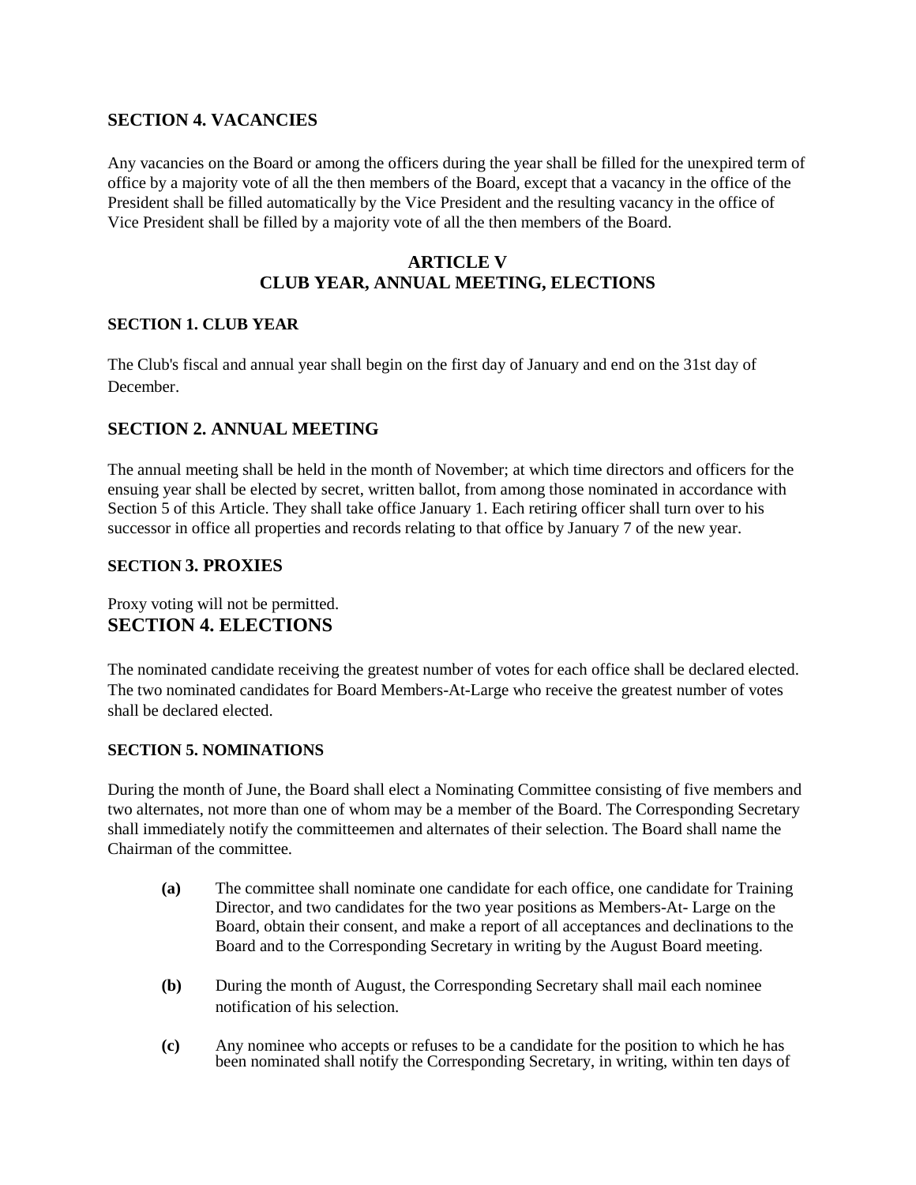### SECTION 4. VACANCIES

Any vacancies on the Board or among the officers during the year shall be filled for the unexpired term of office by a majority vote of all the then members of the Board, except that a vacancy in the office of the President shall be filled automatically by the Vice President and the resulting vacancy in the office of Vice President shall be filled by a majority vote of all the then members of the Board.

## ARTICLE V
## CLUB YEAR, ANNUAL MEETING, ELECTIONS

#### SECTION 1. CLUB YEAR

The Club's fiscal and annual year shall begin on the first day of January and end on the 31st day of December.

### SECTION 2. ANNUAL MEETING

The annual meeting shall be held in the month of November; at which time directors and officers for the ensuing year shall be elected by secret, written ballot, from among those nominated in accordance with Section 5 of this Article. They shall take office January 1. Each retiring officer shall turn over to his successor in office all properties and records relating to that office by January 7 of the new year.

#### SECTION 3. PROXIES

Proxy voting will not be permitted.

### SECTION 4. ELECTIONS

The nominated candidate receiving the greatest number of votes for each office shall be declared elected. The two nominated candidates for Board Members-At-Large who receive the greatest number of votes shall be declared elected.

#### SECTION 5. NOMINATIONS

During the month of June, the Board shall elect a Nominating Committee consisting of five members and two alternates, not more than one of whom may be a member of the Board. The Corresponding Secretary shall immediately notify the committeemen and alternates of their selection. The Board shall name the Chairman of the committee.

**(a)** The committee shall nominate one candidate for each office, one candidate for Training Director, and two candidates for the two year positions as Members-At- Large on the Board, obtain their consent, and make a report of all acceptances and declinations to the Board and to the Corresponding Secretary in writing by the August Board meeting.

**(b)** During the month of August, the Corresponding Secretary shall mail each nominee notification of his selection.

**(c)** Any nominee who accepts or refuses to be a candidate for the position to which he has been nominated shall notify the Corresponding Secretary, in writing, within ten days of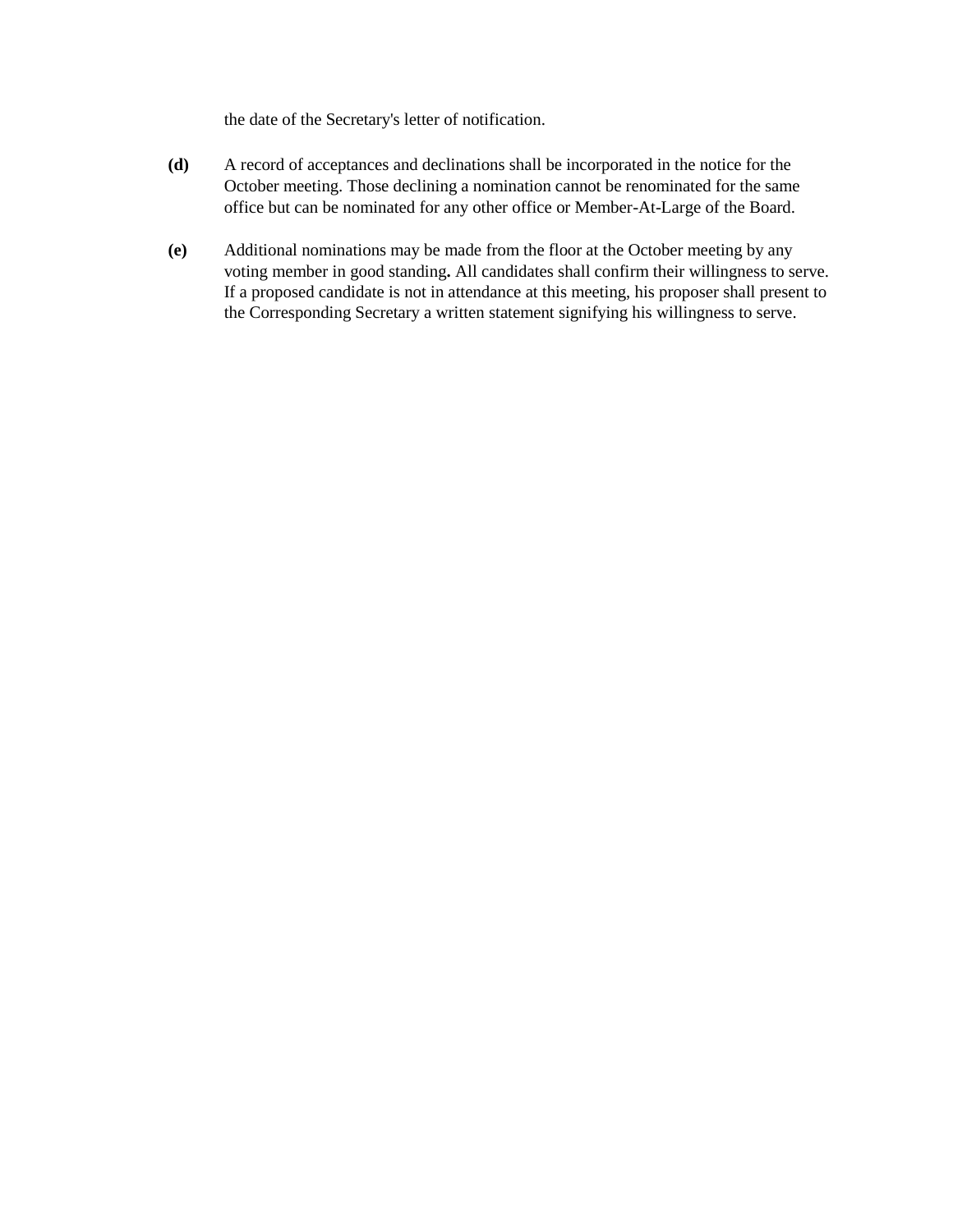the date of the Secretary's letter of notification.

**(d)** A record of acceptances and declinations shall be incorporated in the notice for the October meeting. Those declining a nomination cannot be renominated for the same office but can be nominated for any other office or Member-At-Large of the Board.

**(e)** Additional nominations may be made from the floor at the October meeting by any voting member in good standing**.** All candidates shall confirm their willingness to serve. If a proposed candidate is not in attendance at this meeting, his proposer shall present to the Corresponding Secretary a written statement signifying his willingness to serve.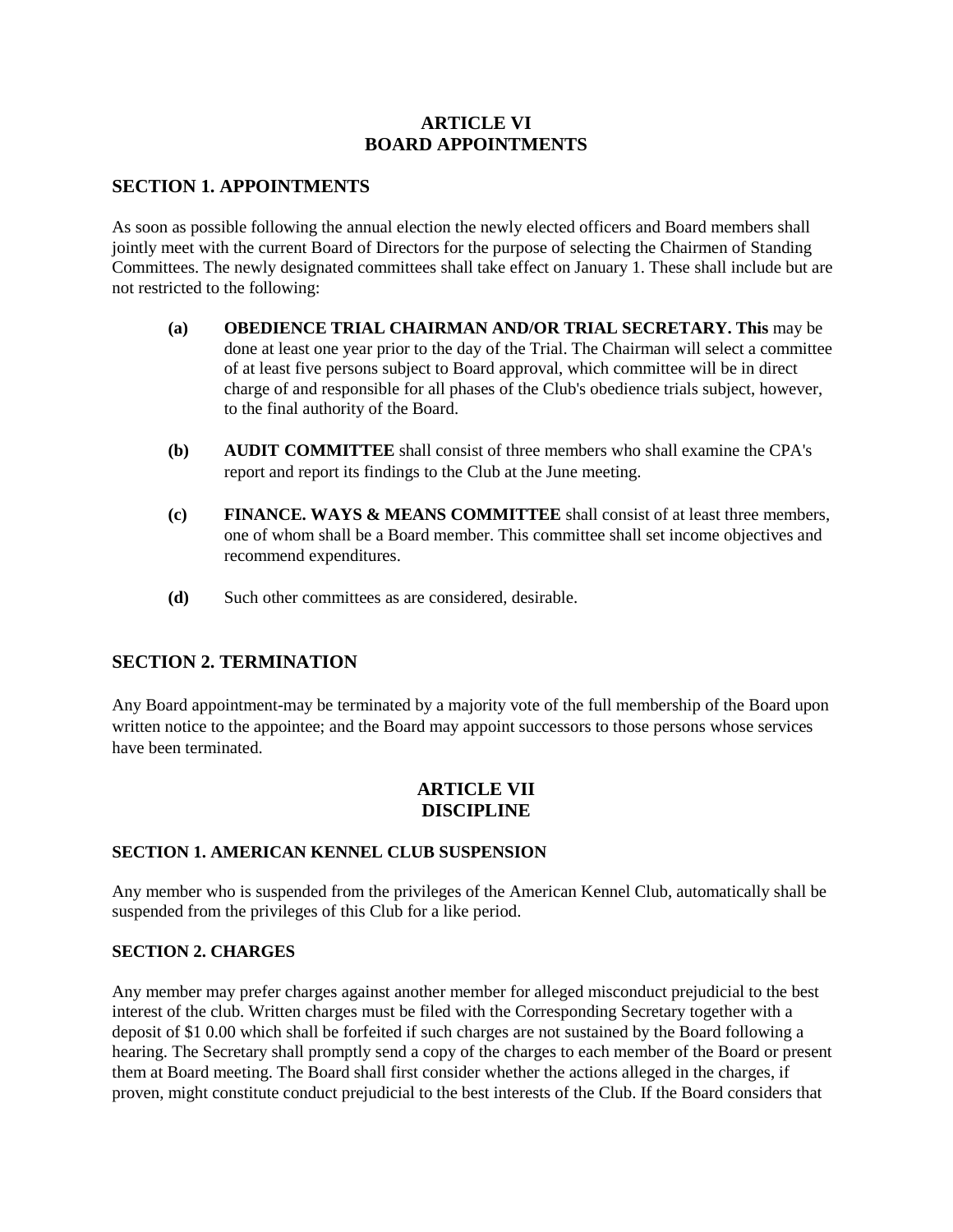## ARTICLE VI
## BOARD APPOINTMENTS

### SECTION 1. APPOINTMENTS

As soon as possible following the annual election the newly elected officers and Board members shall jointly meet with the current Board of Directors for the purpose of selecting the Chairmen of Standing Committees. The newly designated committees shall take effect on January 1. These shall include but are not restricted to the following:

**(a)** **OBEDIENCE TRIAL CHAIRMAN AND/OR TRIAL SECRETARY. This** may be done at least one year prior to the day of the Trial. The Chairman will select a committee of at least five persons subject to Board approval, which committee will be in direct charge of and responsible for all phases of the Club's obedience trials subject, however, to the final authority of the Board.

**(b)** **AUDIT COMMITTEE** shall consist of three members who shall examine the CPA's report and report its findings to the Club at the June meeting.

**(c)** **FINANCE. WAYS & MEANS COMMITTEE** shall consist of at least three members, one of whom shall be a Board member. This committee shall set income objectives and recommend expenditures.

**(d)** Such other committees as are considered, desirable.

### SECTION 2. TERMINATION

Any Board appointment-may be terminated by a majority vote of the full membership of the Board upon written notice to the appointee; and the Board may appoint successors to those persons whose services have been terminated.

## ARTICLE VII
## DISCIPLINE

#### SECTION 1. AMERICAN KENNEL CLUB SUSPENSION

Any member who is suspended from the privileges of the American Kennel Club, automatically shall be suspended from the privileges of this Club for a like period.

#### SECTION 2. CHARGES

Any member may prefer charges against another member for alleged misconduct prejudicial to the best interest of the club. Written charges must be filed with the Corresponding Secretary together with a deposit of $1 0.00 which shall be forfeited if such charges are not sustained by the Board following a hearing. The Secretary shall promptly send a copy of the charges to each member of the Board or present them at Board meeting. The Board shall first consider whether the actions alleged in the charges, if proven, might constitute conduct prejudicial to the best interests of the Club. If the Board considers that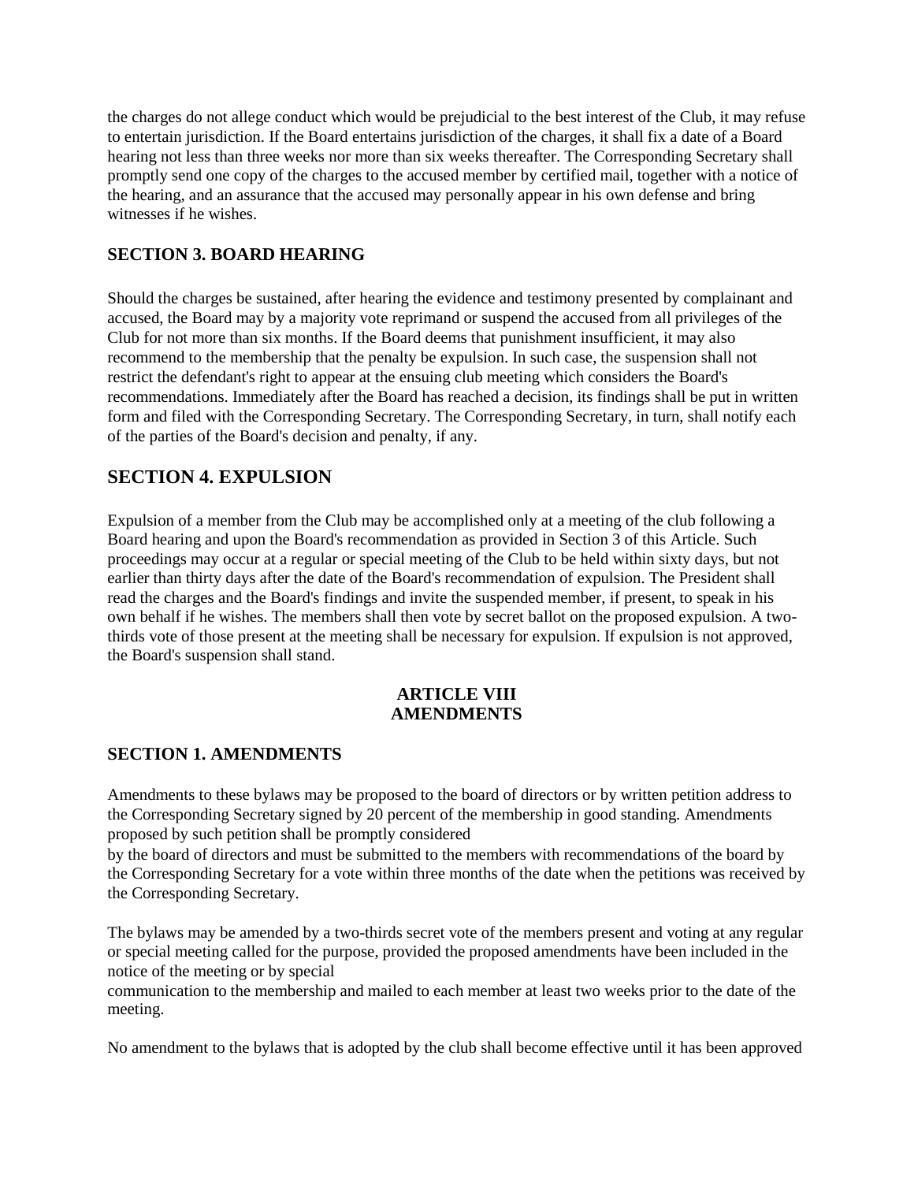the charges do not allege conduct which would be prejudicial to the best interest of the Club, it may refuse to entertain jurisdiction. If the Board entertains jurisdiction of the charges, it shall fix a date of a Board hearing not less than three weeks nor more than six weeks thereafter. The Corresponding Secretary shall promptly send one copy of the charges to the accused member by certified mail, together with a notice of the hearing, and an assurance that the accused may personally appear in his own defense and bring witnesses if he wishes.

### SECTION 3. BOARD HEARING

Should the charges be sustained, after hearing the evidence and testimony presented by complainant and accused, the Board may by a majority vote reprimand or suspend the accused from all privileges of the Club for not more than six months. If the Board deems that punishment insufficient, it may also recommend to the membership that the penalty be expulsion. In such case, the suspension shall not restrict the defendant's right to appear at the ensuing club meeting which considers the Board's recommendations. Immediately after the Board has reached a decision, its findings shall be put in written form and filed with the Corresponding Secretary. The Corresponding Secretary, in turn, shall notify each of the parties of the Board's decision and penalty, if any.

## SECTION 4. EXPULSION

Expulsion of a member from the Club may be accomplished only at a meeting of the club following a Board hearing and upon the Board's recommendation as provided in Section 3 of this Article. Such proceedings may occur at a regular or special meeting of the Club to be held within sixty days, but not earlier than thirty days after the date of the Board's recommendation of expulsion. The President shall read the charges and the Board's findings and invite the suspended member, if present, to speak in his own behalf if he wishes. The members shall then vote by secret ballot on the proposed expulsion. A two-thirds vote of those present at the meeting shall be necessary for expulsion. If expulsion is not approved, the Board's suspension shall stand.

**ARTICLE VIII**
**AMENDMENTS**

### SECTION 1. AMENDMENTS

Amendments to these bylaws may be proposed to the board of directors or by written petition address to the Corresponding Secretary signed by 20 percent of the membership in good standing. Amendments proposed by such petition shall be promptly considered
by the board of directors and must be submitted to the members with recommendations of the board by the Corresponding Secretary for a vote within three months of the date when the petitions was received by the Corresponding Secretary.

The bylaws may be amended by a two-thirds secret vote of the members present and voting at any regular or special meeting called for the purpose, provided the proposed amendments have been included in the notice of the meeting or by special
communication to the membership and mailed to each member at least two weeks prior to the date of the meeting.

No amendment to the bylaws that is adopted by the club shall become effective until it has been approved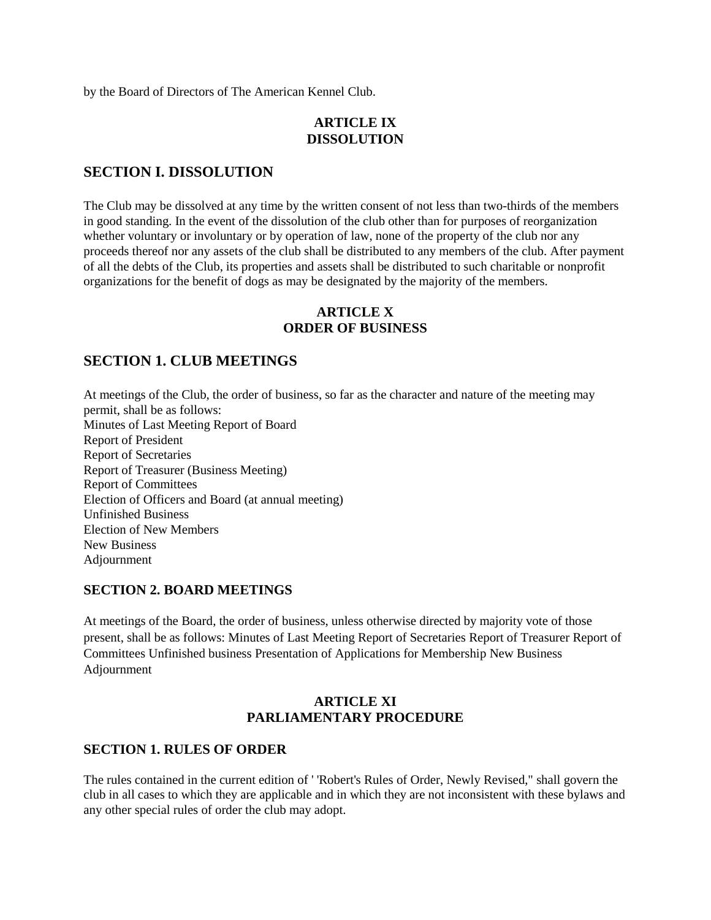by the Board of Directors of The American Kennel Club.

**ARTICLE IX**
**DISSOLUTION**

## SECTION I. DISSOLUTION

The Club may be dissolved at any time by the written consent of not less than two-thirds of the members in good standing. In the event of the dissolution of the club other than for purposes of reorganization whether voluntary or involuntary or by operation of law, none of the property of the club nor any proceeds thereof nor any assets of the club shall be distributed to any members of the club. After payment of all the debts of the Club, its properties and assets shall be distributed to such charitable or nonprofit organizations for the benefit of dogs as may be designated by the majority of the members.

**ARTICLE X**
**ORDER OF BUSINESS**

## SECTION 1. CLUB MEETINGS

At meetings of the Club, the order of business, so far as the character and nature of the meeting may permit, shall be as follows:
Minutes of Last Meeting Report of Board
Report of President
Report of Secretaries
Report of Treasurer (Business Meeting)
Report of Committees
Election of Officers and Board (at annual meeting)
Unfinished Business
Election of New Members
New Business
Adjournment

### SECTION 2. BOARD MEETINGS

At meetings of the Board, the order of business, unless otherwise directed by majority vote of those present, shall be as follows: Minutes of Last Meeting Report of Secretaries Report of Treasurer Report of Committees Unfinished business Presentation of Applications for Membership New Business Adjournment

**ARTICLE XI**
**PARLIAMENTARY PROCEDURE**

### SECTION 1. RULES OF ORDER

The rules contained in the current edition of ' 'Robert's Rules of Order, Newly Revised," shall govern the club in all cases to which they are applicable and in which they are not inconsistent with these bylaws and any other special rules of order the club may adopt.